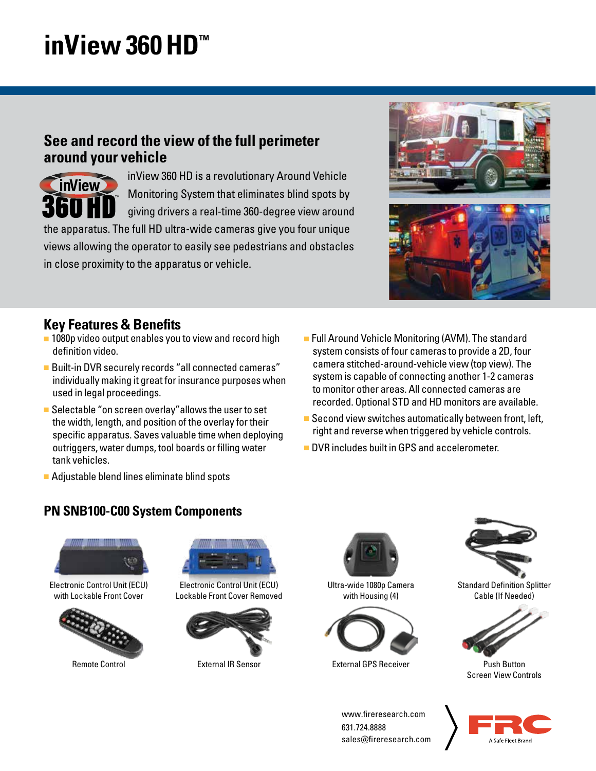# inView 360 HD™

## See and record the view of the full perimeter around your vehicle

inView 360 HD is a revolutionary Around Vehicle Monitoring System that eliminates blind spots by giving drivers a real-time 360-degree view around the apparatus. The full HD ultra-wide cameras give you four unique views allowing the operator to easily see pedestrians and obstacles in close proximity to the apparatus or vehicle.

## Key Features & Benefits

- 1080p video output enables you to view and record high definition video.
- Built-in DVR securely records "all connected cameras" individually making it great for insurance purposes when used in legal proceedings.
- Selectable "on screen overlay" allows the user to set the width, length, and position of the overlay for their specific apparatus. Saves valuable time when deploying outriggers, water dumps, tool boards or filling water tank vehicles.
- Adjustable blend lines eliminate blind spots
- Full Around Vehicle Monitoring (AVM). The standard system consists of four cameras to provide a 2D, four camera stitched-around-vehicle view (top view). The system is capable of connecting another 1-2 cameras to monitor other areas. All connected cameras are recorded. Optional STD and HD monitors are available.
- Second view switches automatically between front, left, right and reverse when triggered by vehicle controls.
- DVR includes built in GPS and accelerometer.

## PN SNB100-C00 System Components

- Electronic Control Unit (ECU) with Lockable Front Cover
- Electronic Control Unit (ECU) Lockable Front Cover Removed
- Ultra-wide 1080p Camera with Housing (4)
- Standard Definition Splitter Cable (If Needed)
- Remote Control
- External IR Sensor
- External GPS Receiver
- Push Button Screen View Controls

www.fireresearch.com
631.724.8888
sales@fireresearch.com

FRC — A Safe Fleet Brand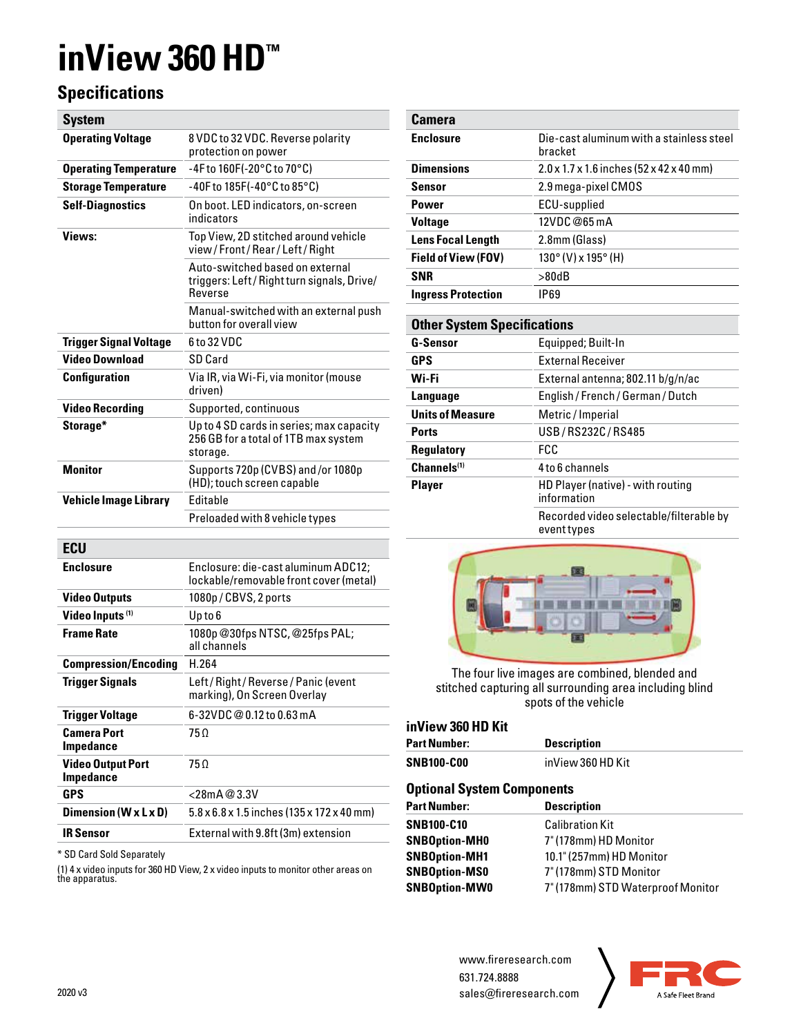# inView 360 HD™

## Specifications

| System | |
|---|---|
| **Operating Voltage** | 8 VDC to 32 VDC. Reverse polarity protection on power |
| **Operating Temperature** | -4F to 160F(-20°C to 70°C) |
| **Storage Temperature** | -40F to 185F(-40°C to 85°C) |
| **Self-Diagnostics** | On boot. LED indicators, on-screen indicators |
| **Views:** | Top View, 2D stitched around vehicle view / Front / Rear / Left / Right |
| | Auto-switched based on external triggers: Left / Right turn signals, Drive/ Reverse |
| | Manual-switched with an external push button for overall view |
| **Trigger Signal Voltage** | 6 to 32 VDC |
| **Video Download** | SD Card |
| **Configuration** | Via IR, via Wi-Fi, via monitor (mouse driven) |
| **Video Recording** | Supported, continuous |
| **Storage*** | Up to 4 SD cards in series; max capacity 256 GB for a total of 1TB max system storage. |
| **Monitor** | Supports 720p (CVBS) and /or 1080p (HD); touch screen capable |
| **Vehicle Image Library** | Editable |
| | Preloaded with 8 vehicle types |

| ECU | |
|---|---|
| **Enclosure** | Enclosure: die-cast aluminum ADC12; lockable/removable front cover (metal) |
| **Video Outputs** | 1080p / CBVS, 2 ports |
| **Video Inputs** [1] | Up to 6 |
| **Frame Rate** | 1080p @30fps NTSC, @25fps PAL; all channels |
| **Compression/Encoding** | H.264 |
| **Trigger Signals** | Left / Right / Reverse / Panic (event marking), On Screen Overlay |
| **Trigger Voltage** | 6-32VDC @ 0.12 to 0.63 mA |
| **Camera Port Impedance** | 75 Ω |
| **Video Output Port Impedance** | 75 Ω |
| **GPS** | <28mA @ 3.3V |
| **Dimension (W x L x D)** | 5.8 x 6.8 x 1.5 inches (135 x 172 x 40 mm) |
| **IR Sensor** | External with 9.8ft (3m) extension |

* SD Card Sold Separately

(1) 4 x video inputs for 360 HD View, 2 x video inputs to monitor other areas on the apparatus.

| Camera | |
|---|---|
| **Enclosure** | Die-cast aluminum with a stainless steel bracket |
| **Dimensions** | 2.0 x 1.7 x 1.6 inches (52 x 42 x 40 mm) |
| **Sensor** | 2.9 mega-pixel CMOS |
| **Power** | ECU-supplied |
| **Voltage** | 12VDC @65 mA |
| **Lens Focal Length** | 2.8mm (Glass) |
| **Field of View (FOV)** | 130° (V) x 195° (H) |
| **SNR** | >80dB |
| **Ingress Protection** | IP69 |

| Other System Specifications | |
|---|---|
| **G-Sensor** | Equipped; Built-In |
| **GPS** | External Receiver |
| **Wi-Fi** | External antenna; 802.11 b/g/n/ac |
| **Language** | English / French / German / Dutch |
| **Units of Measure** | Metric / Imperial |
| **Ports** | USB / RS232C / RS485 |
| **Regulatory** | FCC |
| **Channels** [1] | 4 to 6 channels |
| **Player** | HD Player (native) - with routing information |
| | Recorded video selectable/filterable by event types |

The four live images are combined, blended and stitched capturing all surrounding area including blind spots of the vehicle

### inView 360 HD Kit

| Part Number: | Description |
|---|---|
| **SNB100-C00** | inView 360 HD Kit |

### Optional System Components

| Part Number: | Description |
|---|---|
| **SNB100-C10** | Calibration Kit |
| **SNBOption-MH0** | 7" (178mm) HD Monitor |
| **SNBOption-MH1** | 10.1" (257mm) HD Monitor |
| **SNBOption-MS0** | 7" (178mm) STD Monitor |
| **SNBOption-MW0** | 7" (178mm) STD Waterproof Monitor |

www.fireresearch.com
631.724.8888
sales@fireresearch.com

FRC A Safe Fleet Brand

2020 v3